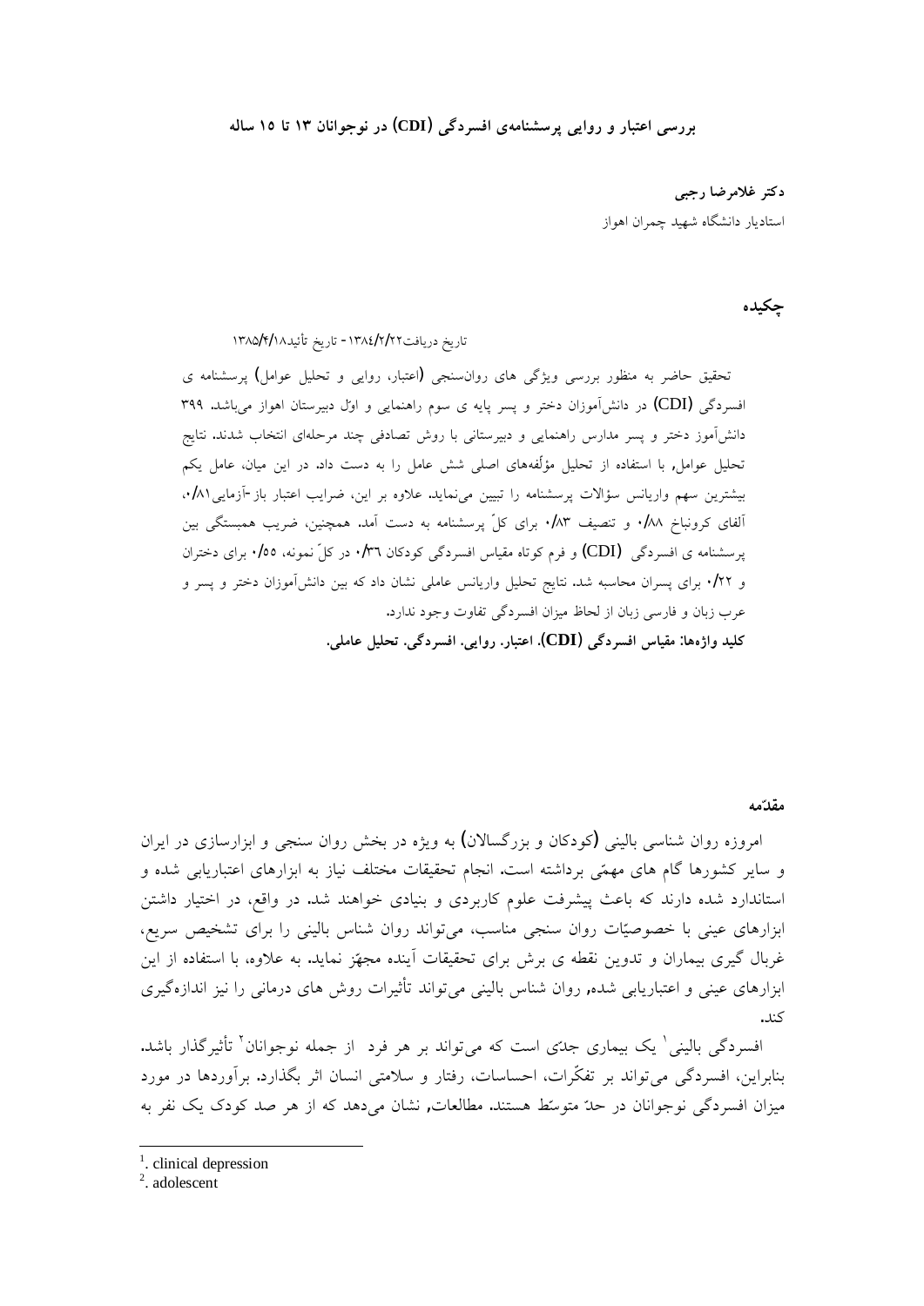# بررسی اعتبار و روایی پرسشنامه‌ی افسردگی (CDI) در نوجوانان ۱۳ تا ۱۵ ساله

**دکتر غلامرضا رجبی**

استادیار دانشگاه شهید چمران اهواز

## چکیده

تاریخ دریافت۱۳۸٤/۲/۲۲ - تاریخ تأئید۱۳۸۵/۴/۱۸

تحقیق حاضر به منظور بررسی ویژگی های روان‌سنجی (اعتبار، روایی و تحلیل عوامل) پرسشنامه ی افسردگی (CDI) در دانش‌آموزان دختر و پسر پایه ی سوم راهنمایی و اوّل دبیرستان اهواز می‌باشد. ۳۹۹ دانش‌آموز دختر و پسر مدارس راهنمایی و دبیرستانی با روش تصادفی چند مرحله‌ای انتخاب شدند. نتایج تحلیل عوامل, با استفاده از تحلیل مؤلّفه‌های اصلی شش عامل را به دست داد. در این میان، عامل یکم بیشترین سهم واریانس سؤالات پرسشنامه را تبیین می‌نماید. علاوه بر این، ضرایب اعتبار باز-آزمایی۰/۸۱، آلفای کرونباخ ۰/۸۸ و تنصیف ۰/۸۳ برای کلّ پرسشنامه به دست آمد. همچنین، ضریب همبستگی بین پرسشنامه ی افسردگی (CDI) و فرم کوتاه مقیاس افسردگی کودکان ۰/۳٦ در کلّ نمونه، ۰/۵۵ برای دختران و ۰/۲۲ برای پسران محاسبه شد. نتایج تحلیل واریانس عاملی نشان داد که بین دانش‌آموزان دختر و پسر و عرب زبان و فارسی زبان از لحاظ میزان افسردگی تفاوت وجود ندارد.

**کلید واژه‌ها: مقیاس افسردگی (CDI). اعتبار. روایی. افسردگی. تحلیل عاملی.**

## مقدّمه

امروزه روان شناسی بالینی (کودکان و بزرگسالان) به ویژه در بخش روان سنجی و ابزارسازی در ایران و سایر کشورها گام های مهمّی برداشته است. انجام تحقیقات مختلف نیاز به ابزارهای اعتباریابی شده و استاندارد شده دارند که باعث پیشرفت علوم کاربردی و بنیادی خواهند شد. در واقع، در اختیار داشتن ابزارهای عینی با خصوصیّات روان سنجی مناسب، می‌تواند روان شناس بالینی را برای تشخیص سریع، غربال گیری بیماران و تدوین نقطه ی برش برای تحقیقات آینده مجهّز نماید. به علاوه، با استفاده از این ابزارهای عینی و اعتباریابی شده, روان شناس بالینی می‌تواند تأثیرات روش های درمانی را نیز اندازه‌گیری کند.

افسردگی بالینی[1] یک بیماری جدّی است که می‌تواند بر هر فرد از جمله نوجوانان[2] تأثیرگذار باشد. بنابراین، افسردگی می‌تواند بر تفکّرات، احساسات، رفتار و سلامتی انسان اثر بگذارد. برآوردها در مورد میزان افسردگی نوجوانان در حدّ متوسّط هستند. مطالعات, نشان می‌دهد که از هر صد کودک یک نفر به

---

1. clinical depression
2. adolescent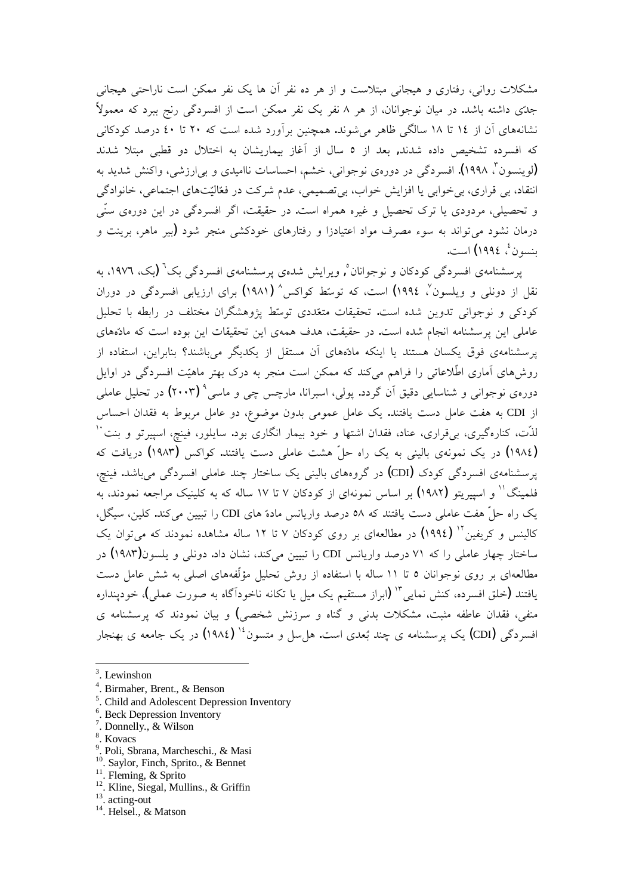مشکلات روانی، رفتاری و هیجانی مبتلاست و از هر ده نفر آن ها یک نفر ممکن است ناراحتی هیجانی جدّی داشته باشد. در میان نوجوانان، از هر ۸ نفر یک نفر ممکن است از افسردگی رنج ببرد که معمولاً نشانه‌های آن از ۱۴ تا ۱۸ سالگی ظاهر می‌شوند. همچنین برآورد شده است که ۲۰ تا ۴۰ درصد کودکانی که افسرده تشخیص داده شدند, بعد از ۵ سال از آغاز بیماریشان به اختلال دو قطبی مبتلا شدند (لوینسون[3]، ۱۹۹۸). افسردگی در دوره‌ی نوجوانی، خشم، احساسات ناامیدی و بی‌ارزشی، واکنش شدید به انتقاد، بی قراری، بی‌خوابی یا افزایش خواب، بی‌تصمیمی، عدم شرکت در فعّالیّت‌های اجتماعی، خانوادگی و تحصیلی، مردودی یا ترک تحصیل و غیره همراه است. در حقیقت، اگر افسردگی در این دوره‌ی سنّی درمان نشود می‌تواند به سوء مصرف مواد اعتیادزا و رفتارهای خودکشی منجر شود (بیر ماهر، برینت و بنسون[4]، ۱۹۹۴) است.

پرسشنامه‌ی افسردگی کودکان و نوجوانان[5]، ویرایش شده‌ی پرسشنامه‌ی افسردگی بک[6] (بک، ۱۹۷۶، به نقل از دونلی و ویلسون[7]، ۱۹۹۴) است، که توسّط کواکس[8] (۱۹۸۱) برای ارزیابی افسردگی در دوران کودکی و نوجوانی تدوین شده است. تحقیقات متعّددی توسّط پژوهشگران مختلف در رابطه با تحلیل عاملی این پرسشنامه انجام شده است. در حقیقت، هدف همه‌ی این تحقیقات این بوده است که مادّه‌های پرسشنامه‌ی فوق یکسان هستند یا اینکه مادّه‌های آن مستقل از یکدیگر می‌باشند؟ بنابراین، استفاده از روش‌های آماری اطّلاعاتی را فراهم می‌کند که ممکن است منجر به درک بهتر ماهیّت افسردگی در اوایل دوره‌ی نوجوانی و شناسایی دقیق آن گردد. پولی، اسبرانا، مارچس چی و ماسی[9] (۲۰۰۳) در تحلیل عاملی از CDI به هفت عامل دست یافتند. یک عامل عمومی بدون موضوع، دو عامل مربوط به فقدان احساس لذّت، کناره‌گیری، بی‌قراری، عناد، فقدان اشتها و خود بیمار انگاری بود. سایلور، فینچ، اسپیرتو و بنت[10] (۱۹۸۴) در یک نمونه‌ی بالینی به یک راه حلّ هشت عاملی دست یافتند. کواکس (۱۹۸۳) دریافت که پرسشنامه‌ی افسردگی کودک (CDI) در گروه‌های بالینی یک ساختار چند عاملی افسردگی می‌باشد. فینچ، فلمینگ[11] و اسپیریتو (۱۹۸۲) بر اساس نمونه‌ای از کودکان ۷ تا ۱۷ ساله که به کلینیک مراجعه نمودند، به یک راه حلّ هفت عاملی دست یافتند که ۵۸ درصد واریانس مادهٔ های CDI را تبیین می‌کند. کلین، سیگل، کالینس و کریفین[12] (۱۹۹۴) در مطالعه‌ای بر روی کودکان ۷ تا ۱۲ ساله مشاهده نمودند که می‌توان یک ساختار چهار عاملی را که ۷۱ درصد واریانس CDI را تبیین می‌کند، نشان داد. دونلی و یلسون(۱۹۸۳) در مطالعه‌ای بر روی نوجوانان ۵ تا ۱۱ ساله با استفاده از روش تحلیل مؤلّفه‌های اصلی به شش عامل دست یافتند (خلق افسرده، کنش نمایی[13] (ابراز مستقیم یک میل یا تکانه ناخودآگاه به صورت عملی)، خودپنداره منفی، فقدان عاطفه مثبت، مشکلات بدنی و گناه و سرزنش شخصی) و بیان نمودند که پرسشنامه ی افسردگی (CDI) یک پرسشنامه ی چند بُعدی است. هل‌سل و متسون[14] (۱۹۸۴) در یک جامعه ی بهنجار

---

[3]. Lewinshon
[4]. Birmaher, Brent., & Benson
[5]. Child and Adolescent Depression Inventory
[6]. Beck Depression Inventory
[7]. Donnelly., & Wilson
[8]. Kovacs
[9]. Poli, Sbrana, Marcheschi., & Masi
[10]. Saylor, Finch, Sprito., & Bennet
[11]. Fleming, & Sprito
[12]. Kline, Siegal, Mullins., & Griffin
[13]. acting-out
[14]. Helsel., & Matson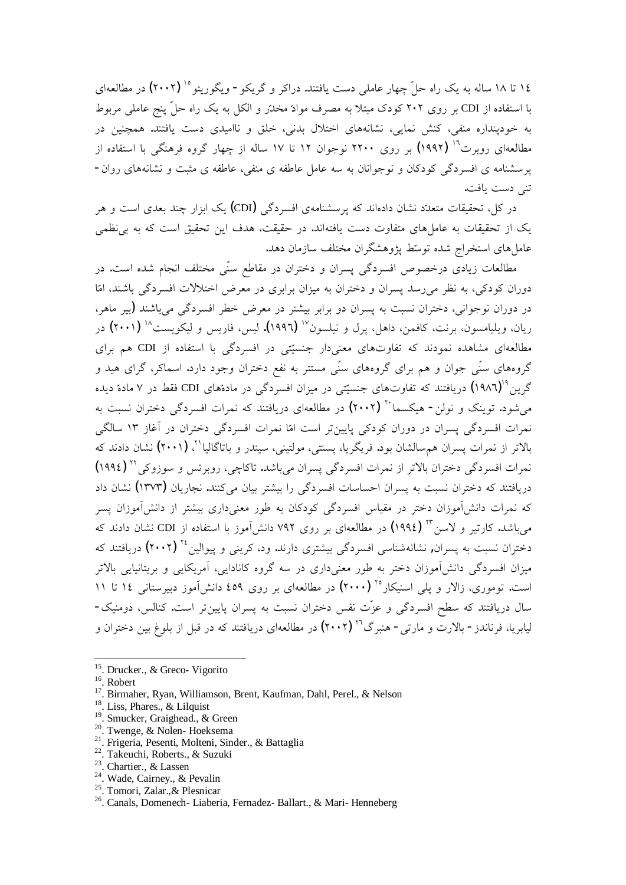۱۴ تا ۱۸ ساله به یک راه حلّ چهار عاملی دست یافتند. دراکر و گریکو- ویگوریتو[15] (۲۰۰۲) در مطالعه‌ای با استفاده از CDI بر روی ۲۰۲ کودک مبتلا به مصرف موادّ مخدّر و الکل به یک راه حلّ پنج عاملی مربوط به خودپنداره منفی، کنش نمایی، نشانه‌های اختلال بدنی، خلق و ناامیدی دست یافتند. همچنین در مطالعه‌ای روبرت[16] (۱۹۹۲) بر روی ۲۲۰۰ نوجوان ۱۲ تا ۱۷ ساله از چهار گروه فرهنگی با استفاده از پرسشنامه ی افسردگی کودکان و نوجوانان به سه عامل عاطفه ی منفی، عاطفه ی مثبت و نشانه‌های روان- تنی دست یافت.

در کل، تحقیقات متعدّد نشان داده‌اند که پرسشنامه‌ی افسردگی (CDI) یک ابزار چند بعدی است و هر یک از تحقیقات به عامل‌های متفاوت دست یافته‌اند. در حقیقت، هدف این تحقیق است که به بی‌نظمی عامل‌های استخراج شده توسّط پژوهشگران مختلف سازمان دهد.

مطالعات زیادی درخصوص افسردگی پسران و دختران در مقاطع سنّی مختلف انجام شده است. در دوران کودکی، به نظر می‌رسد پسران و دختران به میزان برابری در معرض اختلالات افسردگی باشند، امّا در دوران نوجوانی، دختران نسبت به پسران دو برابر بیشتر در معرض خطر افسردگی می‌باشند (بیر ماهر، ریان، ویلیامسون، برنت، کافمن، داهل، پرل و نیلسون[17] (۱۹۹۶). لیس، فاریس و لیکویست[18] (۲۰۰۱) در مطالعه‌ای مشاهده نمودند که تفاوت‌های معنی‌دار جنسیّتی در افسردگی با استفاده از CDI هم برای گروه‌های سنّی جوان و هم برای گروه‌های سنّی مسنتر به نفع دختران وجود دارد. اسماکر، گرای هید و گرین[19] (۱۹۸۶) دریافتند که تفاوت‌های جنسیّتی در میزان افسردگی در مادّه‌های CDI فقط در ۷ مادّه دیده می‌شود. توینک و نولن- هیکسما[20] (۲۰۰۲) در مطالعه‌ای دریافتند که نمرات افسردگی دختران نسبت به نمرات افسردگی پسران در دوران کودکی پایین‌تر است امّا نمرات افسردگی دختران در آغاز ۱۳ سالگی بالاتر از نمرات پسران هم‌سالشان بود. فریگریا، پستنی، مولتینی، سیندر و باتاگالیا[21]، (۲۰۰۱) نشان دادند که نمرات افسردگی دختران بالاتر از نمرات افسردگی پسران می‌باشد. تاکاچی، روبرتس و سوزوکی[22] (۱۹۹۴) دریافتند که دختران نسبت به پسران احساسات افسردگی را بیشتر بیان می‌کنند. نجاریان (۱۳۷۳) نشان داد که نمرات دانش‌آموزان دختر در مقیاس افسردگی کودکان به طور معنی‌داری بیشتر از دانش‌آموزان پسر می‌باشد. کارتیر و لاسن[23] (۱۹۹۴) در مطالعه‌ای بر روی ۷۹۲ دانش‌آموز با استفاده از CDI نشان دادند که دختران نسبت به پسران, نشانه‌شناسی افسردگی بیشتری دارند. ود، کرینی و پیوالین[24] (۲۰۰۲) دریافتند که میزان افسردگی دانش‌آموزان دختر به طور معنی‌داری در سه گروه کانادایی، آمریکایی و بریتانیایی بالاتر است. توموری، زالار و پلی اسنیکار[25] (۲۰۰۰) در مطالعه‌ای بر روی ۴۵۹ دانش‌آموز دبیرستانی ۱۴ تا ۱۱ سال دریافتند که سطح افسردگی و عزّت نفس دختران نسبت به پسران پایین‌تر است. کنالس، دومنیک- لیابریا، فرناندز- بالارت و مارتی- هنبرگ[26] (۲۰۰۲) در مطالعه‌ای دریافتند که در قبل از بلوغ بین دختران و

---

[15]. Drucker., & Greco- Vigorito

[16]. Robert

[17]. Birmaher, Ryan, Williamson, Brent, Kaufman, Dahl, Perel., & Nelson

[18]. Liss, Phares., & Lilquist

[19]. Smucker, Graighead., & Green

[20]. Twenge, & Nolen- Hoeksema

[21]. Frigeria, Pesenti, Molteni, Sinder., & Battaglia

[22]. Takeuchi, Roberts., & Suzuki

[23]. Chartier., & Lassen

[24]. Wade, Cairney., & Pevalin

[25]. Tomori, Zalar.,& Plesnicar

[26]. Canals, Domenech- Liaberia, Fernadez- Ballart., & Mari- Henneberg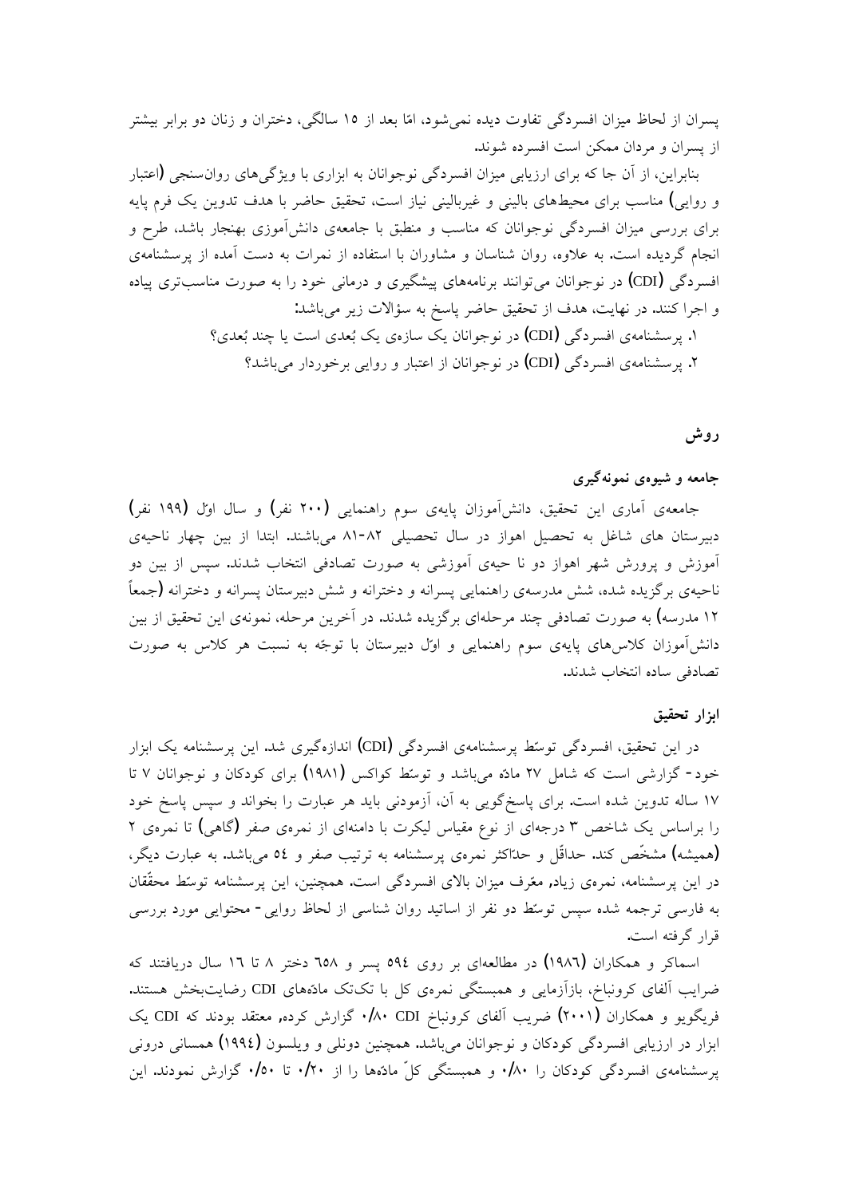پسران از لحاظ میزان افسردگی تفاوت دیده نمی‌شود، امّا بعد از ۱۵ سالگی، دختران و زنان دو برابر بیشتر از پسران و مردان ممکن است افسرده شوند.

بنابراین، از آن جا که برای ارزیابی میزان افسردگی نوجوانان به ابزاری با ویژگی‌های روان‌سنجی (اعتبار و روایی) مناسب برای محیط‌های بالینی و غیربالینی نیاز است، تحقیق حاضر با هدف تدوین یک فرم پایه برای بررسی میزان افسردگی نوجوانان که مناسب و منطبق با جامعه‌ی دانش‌آموزی بهنجار باشد، طرح و انجام گردیده است. به علاوه، روان شناسان و مشاوران با استفاده از نمرات به دست آمده از پرسشنامه‌ی افسردگی (CDI) در نوجوانان می‌توانند برنامه‌های پیشگیری و درمانی خود را به صورت مناسب‌تری پیاده و اجرا کنند. در نهایت، هدف از تحقیق حاضر پاسخ به سؤالات زیر می‌باشد:

۱. پرسشنامه‌ی افسردگی (CDI) در نوجوانان یک سازه‌ی یک بُعدی است یا چند بُعدی؟

۲. پرسشنامه‌ی افسردگی (CDI) در نوجوانان از اعتبار و روایی برخوردار می‌باشد؟

## روش

### جامعه و شیوه‌ی نمونه‌گیری

جامعه‌ی آماری این تحقیق، دانش‌آموزان پایه‌ی سوم راهنمایی (۲۰۰ نفر) و سال اوّل (۱۹۹ نفر) دبیرستان های شاغل به تحصیل اهواز در سال تحصیلی ۸۲-۸۱ می‌باشند. ابتدا از بین چهار ناحیه‌ی آموزش و پرورش شهر اهواز دو نا حیه‌ی آموزشی به صورت تصادفی انتخاب شدند. سپس از بین دو ناحیه‌ی برگزیده شده، شش مدرسه‌ی راهنمایی پسرانه و دخترانه و شش دبیرستان پسرانه و دخترانه (جمعاً ۱۲ مدرسه) به صورت تصادفی چند مرحله‌ای برگزیده شدند. در آخرین مرحله، نمونه‌ی این تحقیق از بین دانش‌آموزان کلاس‌های پایه‌ی سوم راهنمایی و اوّل دبیرستان با توجّه به نسبت هر کلاس به صورت تصادفی ساده انتخاب شدند.

### ابزار تحقیق

در این تحقیق، افسردگی توسّط پرسشنامه‌ی افسردگی (CDI) اندازه‌گیری شد. این پرسشنامه یک ابزار خود- گزارشی است که شامل ۲۷ مادّه می‌باشد و توسّط کواکس (۱۹۸۱) برای کودکان و نوجوانان ۷ تا ۱۷ ساله تدوین شده است. برای پاسخ‌گویی به آن، آزمودنی باید هر عبارت را بخواند و سپس پاسخ خود را براساس یک شاخص ۳ درجه‌ای از نوع مقیاس لیکرت با دامنه‌ای از نمره‌ی صفر (گاهی) تا نمره‌ی ۲ (همیشه) مشخّص کند. حداقّل و حدّاکثر نمره‌ی پرسشنامه به ترتیب صفر و ٥٤ می‌باشد. به عبارت دیگر، در این پرسشنامه، نمره‌ی زیاد، معرّف میزان بالای افسردگی است. همچنین، این پرسشنامه توسّط محقّقان به فارسی ترجمه شده سپس توسّط دو نفر از اساتید روان شناسی از لحاظ روایی- محتوایی مورد بررسی قرار گرفته است.

اسماکر و همکاران (۱۹۸٦) در مطالعه‌ای بر روی ٥٩٤ پسر و ٦٥٨ دختر ۸ تا ۱٦ سال دریافتند که ضرایب آلفای کرونباخ، بازآزمایی و همبستگی نمره‌ی کل با تک‌تک مادّه‌های CDI رضایت‌بخش هستند. فریگویو و همکاران (۲۰۰۱) ضریب آلفای کرونباخ CDI ۰/۸۰ گزارش کرده، معتقد بودند که CDI یک ابزار در ارزیابی افسردگی کودکان و نوجوانان می‌باشد. همچنین دونلی و ویلسون (۱۹۹٤) همسانی درونی پرسشنامه‌ی افسردگی کودکان را ۰/۸۰ و همبستگی کلّ مادّه‌ها را از ۰/۲۰ تا ۰/٥۰ گزارش نمودند. این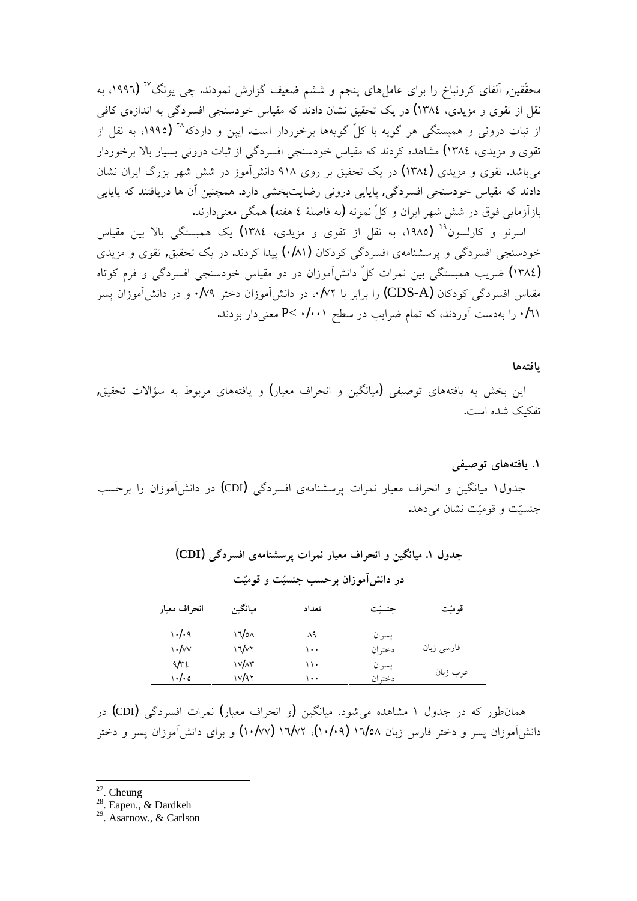محقّقین، آلفای کرونباخ را برای عامل‌های پنجم و ششم ضعیف گزارش نمودند. چی یونگ[27] (۱۹۹۶، به نقل از تقوی و مزیدی، ۱۳۸٤) در یک تحقیق نشان دادند که مقیاس خودسنجی افسردگی به اندازه‌ی کافی از ثبات درونی و همبستگی هر گویه با کلّ گویه‌ها برخوردار است. ایپن و داردکه[28] (۱۹۹۵، به نقل از تقوی و مزیدی، ۱۳۸٤) مشاهده کردند که مقیاس خودسنجی افسردگی از ثبات درونی بسیار بالا برخوردار می‌باشد. تقوی و مزیدی (۱۳۸٤) در یک تحقیق بر روی ۹۱۸ دانش‌آموز در شش شهر بزرگ ایران نشان دادند که مقیاس خودسنجی افسردگی، پایایی درونی رضایت‌بخشی دارد. همچنین آن ها دریافتند که پایایی بازآزمایی فوق در شش شهر ایران و کلّ نمونه (به فاصلهٔ ٤ هفته) همگی معنی‌دارند.

اسرنو و کارلسون[29] (۱۹۸۵، به نقل از تقوی و مزیدی، ۱۳۸٤) یک همبستگی بالا بین مقیاس خودسنجی افسردگی و پرسشنامه‌ی افسردگی کودکان (۰/۸۱) پیدا کردند. در یک تحقیق، تقوی و مزیدی (۱۳۸٤) ضریب همبستگی بین نمرات کلّ دانش‌آموزان در دو مقیاس خودسنجی افسردگی و فرم کوتاه مقیاس افسردگی کودکان (CDS-A) را برابر با ۰/۷۲، در دانش‌آموزان دختر ۰/۷۹ و در دانش‌آموزان پسر ۰/٦١ را به‌دست آوردند، که تمام ضرایب در سطح $P< ۰/۰۰۱$ معنی‌دار بودند.

### یافته‌ها

این بخش به یافته‌های توصیفی (میانگین و انحراف معیار) و یافته‌های مربوط به سؤالات تحقیق، تفکیک شده است.

#### ۱. یافته‌های توصیفی

جدول۱ میانگین و انحراف معیار نمرات پرسشنامه‌ی افسردگی (CDI) در دانش‌آموزان را برحسب جنسیّت و قومیّت نشان می‌دهد.

**جدول ۱. میانگین و انحراف معیار نمرات پرسشنامه‌ی افسردگی (CDI) در دانش‌آموزان برحسب جنسیّت و قومیّت**

| قومیّت | جنسیّت | تعداد | میانگین | انحراف معیار |
|---|---|---|---|---|
| فارسی زبان | پسران | ۸۹ | ۱٦/۵۸ | ۱۰/۰۹ |
| | دختران | ۱۰۰ | ۱٦/۷۲ | ۱۰/۷۷ |
| عرب زبان | پسران | ۱۱۰ | ۱۷/۸۳ | ۹/۳٤ |
| | دختران | ۱۰۰ | ۱۷/۹۲ | ۱۰/۰۵ |

همان‌طور که در جدول ۱ مشاهده می‌شود، میانگین (و انحراف معیار) نمرات افسردگی (CDI) در دانش‌آموزان پسر و دختر فارس زبان ۱٦/۵۸ (۱۰/۰۹)، ۱٦/۷۲ (۱۰/۷۷) و برای دانش‌آموزان پسر و دختر

---

[27]. Cheung

[28]. Eapen., & Dardkeh

[29]. Asarnow., & Carlson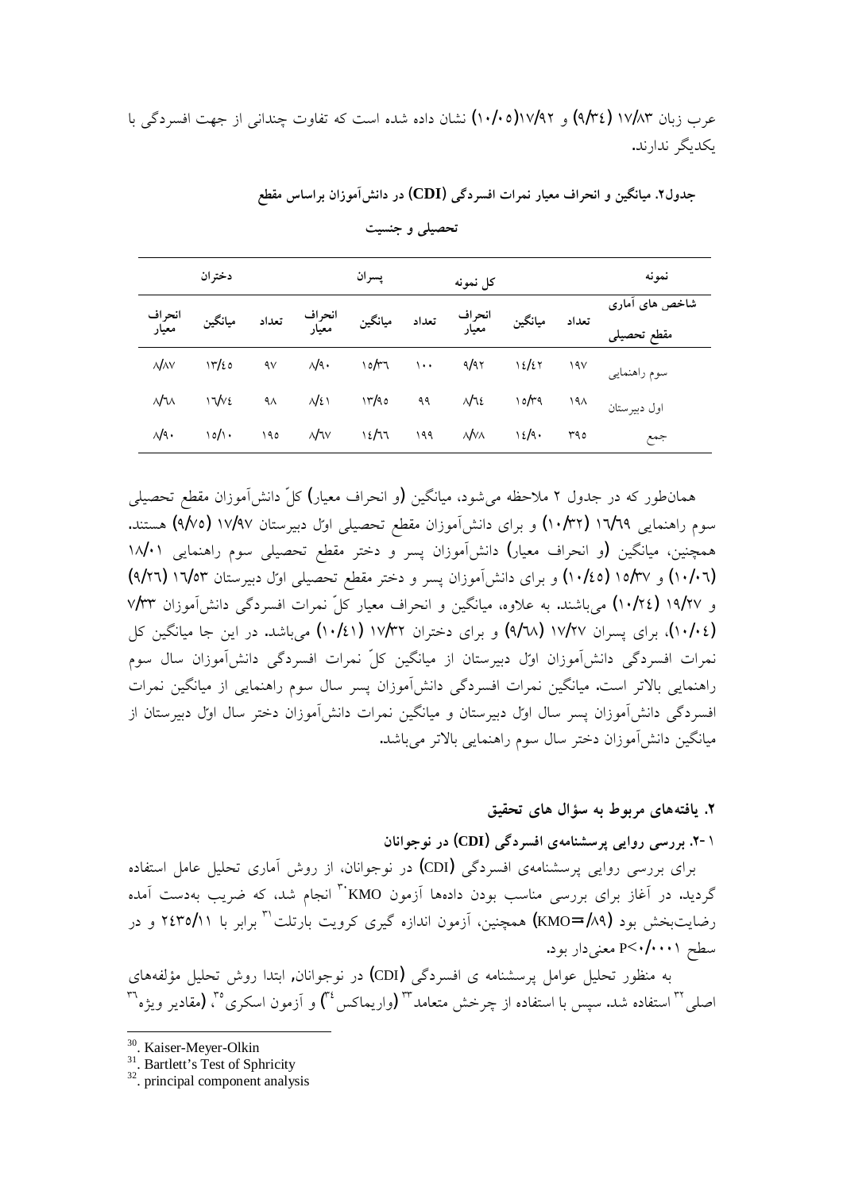عرب زبان ۱۷/۸۳ (۹/۳٤) و ۱۷/۹۲(۱۰/۰۵) نشان داده شده است که تفاوت چندانی از جهت افسردگی با یکدیگر ندارند.

**جدول۲. میانگین و انحراف معیار نمرات افسردگی (CDI) در دانش‌آموزان براساس مقطع تحصیلی و جنسیت**

| نمونه | کل نمونه | | | پسران | | | دختران | | |
|---|---|---|---|---|---|---|---|---|---|
| شاخص های آماری / مقطع تحصیلی | تعداد | میانگین | انحراف معیار | تعداد | میانگین | انحراف معیار | تعداد | میانگین | انحراف معیار |
| سوم راهنمایی | ۱۹۷ | ۱٤/٤۲ | ۹/۹۲ | ۱۰۰ | ۱۵/۳٦ | ۸/۹۰ | ۹۷ | ۱۳/٤۵ | ۸/۸۷ |
| اول دبیرستان | ۱۹۸ | ۱۵/۳۹ | ۸/٦٤ | ۹۹ | ۱۳/۹۵ | ۸/٤۱ | ۹۸ | ۱٦/۷٤ | ۸/٦۸ |
| جمع | ۳۹۵ | ۱٤/۹۰ | ۸/۷۸ | ۱۹۹ | ۱٤/٦٦ | ۸/٦۷ | ۱۹۵ | ۱۵/۱۰ | ۸/۹۰ |

همان‌طور که در جدول ۲ ملاحظه می‌شود، میانگین (و انحراف معیار) کلّ دانش‌آموزان مقطع تحصیلی سوم راهنمایی ۱٦/٦۹ (۱۰/۳۲) و برای دانش‌آموزان مقطع تحصیلی اوّل دبیرستان ۱۷/۹۷ (۹/۷۵) هستند. همچنین، میانگین (و انحراف معیار) دانش‌آموزان پسر و دختر مقطع تحصیلی سوم راهنمایی ۱۸/۰۱ (۱۰/۰٦) و ۱۵/۳۷ (۱۰/٤۵) و برای دانش‌آموزان پسر و دختر مقطع تحصیلی اوّل دبیرستان ۱٦/۵۳ (۹/۲٦) و ۱۹/۲۷ (۱۰/۲٤) می‌باشند. به علاوه، میانگین و انحراف معیار کلّ نمرات افسردگی دانش‌آموزان ۷/۳۳ (۱۰/۰٤)، برای پسران ۱۷/۲۷ (۹/٦۸) و برای دختران ۱۷/۳۲ (۱۰/٤۱) می‌باشد. در این جا میانگین کل نمرات افسردگی دانش‌آموزان اوّل دبیرستان از میانگین کلّ نمرات افسردگی دانش‌آموزان سال سوم راهنمایی بالاتر است. میانگین نمرات افسردگی دانش‌آموزان پسر سال سوم راهنمایی از میانگین نمرات افسردگی دانش‌آموزان پسر سال اوّل دبیرستان و میانگین نمرات دانش‌آموزان دختر سال اوّل دبیرستان از میانگین دانش‌آموزان دختر سال سوم راهنمایی بالاتر می‌باشد.

### ۲. یافته‌های مربوط به سؤال های تحقیق

#### ۱-۲. بررسی روایی پرسشنامه‌ی افسردگی (CDI) در نوجوانان

برای بررسی روایی پرسشنامه‌ی افسردگی (CDI) در نوجوانان، از روش آماری تحلیل عامل استفاده گردید. در آغاز برای بررسی مناسب بودن داده‌ها آزمون KMO[30] انجام شد، که ضریب به‌دست آمده رضایت‌بخش بود (KMO=/۸۹) همچنین، آزمون اندازه گیری کرویت بارتلت[31] برابر با ۲٤۳۵/۱۱ و در سطح P<۰/۰۰۱ معنی‌دار بود.

به منظور تحلیل عوامل پرسشنامه ی افسردگی (CDI) در نوجوانان، ابتدا روش تحلیل مؤلفه‌های اصلی[32] استفاده شد. سپس با استفاده از چرخش متعامد[33] (واریماکس[34]) و آزمون اسکری[35]، (مقادیر ویژه[36]

---

[30]. Kaiser-Meyer-Olkin

[31]. Bartlett's Test of Sphricity

[32]. principal component analysis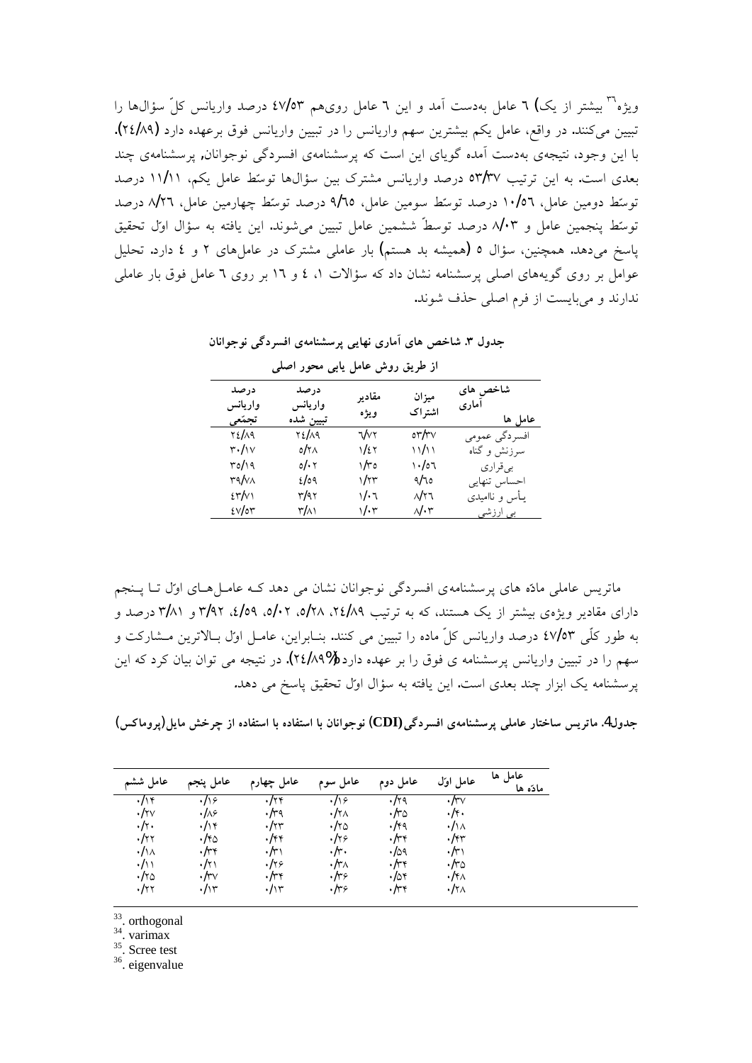ویژه[36] بیشتر از یک) ٦ عامل به‌دست آمد و این ٦ عامل روی‌هم ٤٧/٥٣ درصد واریانس کلّ سؤال‌ها را تبیین می‌کنند. در واقع، عامل یکم بیشترین سهم واریانس را در تبیین واریانس فوق برعهده دارد (٢٤/٨٩). با این وجود، نتیجه‌ی به‌دست آمده گویای این است که پرسشنامه‌ی افسردگی نوجوانان, پرسشنامه‌ی چند بعدی است. به این ترتیب ٥٣/٣٧ درصد واریانس مشترک بین سؤال‌ها توسّط عامل یکم، ١١/١١ درصد توسّط دومین عامل، ١٠/٥٦ درصد توسّط سومین عامل، ٩/٦٥ درصد توسّط چهارمین عامل، ٨/٢٦ درصد توسّط پنجمین عامل و ٨/٠٣ درصد توسطّ ششمین عامل تبیین می‌شوند. این یافته به سؤال اوّل تحقیق پاسخ می‌دهد. همچنین، سؤال ٥ (همیشه بد هستم) بار عاملی مشترک در عامل‌های ٢ و ٤ دارد. تحلیل عوامل بر روی گویه‌های اصلی پرسشنامه نشان داد که سؤالات ١، ٤ و ١٦ بر روی ٦ عامل فوق بار عاملی ندارند و می‌بایست از فرم اصلی حذف شوند.

**جدول ٣. شاخص های آماری نهایی پرسشنامه‌ی افسردگی نوجوانان از طریق روش عامل یابی محور اصلی**

| عامل ها / شاخص های آماری | میزان اشتراک | مقادیر ویژه | درصد واریانس تبیین شده | درصد واریانس تجمّعی |
|---|---|---|---|---|
| افسردگی عمومی | ٥٣/٣٧ | ٦/٧٢ | ٢٤/٨٩ | ٢٤/٨٩ |
| سرزنش و گناه | ١١/١١ | ١/٤٢ | ٥/٢٨ | ٣٠/١٧ |
| بی‌قراری | ١٠/٥٦ | ١/٣٥ | ٥/٠٢ | ٣٥/١٩ |
| احساس تنهایی | ٩/٦٥ | ١/٢٣ | ٤/٥٩ | ٣٩/٧٨ |
| یأس و ناامیدی | ٨/٢٦ | ١/٠٦ | ٣/٩٢ | ٤٣/٧١ |
| بی ارزشی | ٨/٠٣ | ١/٠٣ | ٣/٨١ | ٤٧/٥٣ |

ماتریس عاملی مادّه های پرسشنامه‌ی افسردگی نوجوانان نشان می دهد کـه عامـل‌هـای اوّل تـا پـنجم دارای مقادیر ویژه‌ی بیشتر از یک هستند، که به ترتیب ٢٤/٨٩، ٥/٢٨، ٥/٠٢، ٤/٥٩، ٣/٩٢ و ٣/٨١ درصد و به طور کلّی ٤٧/٥٣ درصد واریانس کلّ ماده را تبیین می کنند. بنـابراین، عامـل اوّل بـالاترین مـشارکت و سهم را در تبیین واریانس پرسشنامه ی فوق را بر عهده دارد(٢٤/٨٩%). در نتیجه می توان بیان کرد که این پرسشنامه یک ابزار چند بعدی است. این یافته به سؤال اوّل تحقیق پاسخ می دهد.

**جدول4. ماتریس ساختار عاملی پرسشنامه‌ی افسردگی(CDI) نوجوانان با استفاده از چرخش مایل(پروماکس)**

| مادّه ها / عامل ها | عامل اوّل | عامل دوم | عامل سوم | عامل چهارم | عامل پنجم | عامل ششم |
|---|---|---|---|---|---|---|
| | ۰/۳۷ | ۰/۲۹ | ۰/۱۶ | ۰/۲۴ | ۰/۱۶ | ۰/۱۴ |
| | ۰/۴۰ | ۰/۳۵ | ۰/۲۸ | ۰/۳۹ | ۰/۸۶ | ۰/۲۷ |
| | ۰/۱۸ | ۰/۴۹ | ۰/۲۵ | ۰/۲۳ | ۰/۱۴ | ۰/۲۰ |
| | ۰/۴۳ | ۰/۳۴ | ۰/۲۶ | ۰/۴۴ | ۰/۴۵ | ۰/۲۲ |
| | ۰/۳۱ | ۰/۵۹ | ۰/۳۰ | ۰/۳۱ | ۰/۳۴ | ۰/۱۸ |
| | ۰/۳۵ | ۰/۳۴ | ۰/۳۸ | ۰/۲۶ | ۰/۲۱ | ۰/۱۱ |
| | ۰/۴۸ | ۰/۵۴ | ۰/۳۶ | ۰/۳۴ | ۰/۳۷ | ۰/۲۵ |
| | ۰/۲۸ | ۰/۳۴ | ۰/۳۶ | ۰/۱۳ | ۰/۱۳ | ۰/۲۲ |

[33]. orthogonal
[34]. varimax
[35]. Scree test
[36]. eigenvalue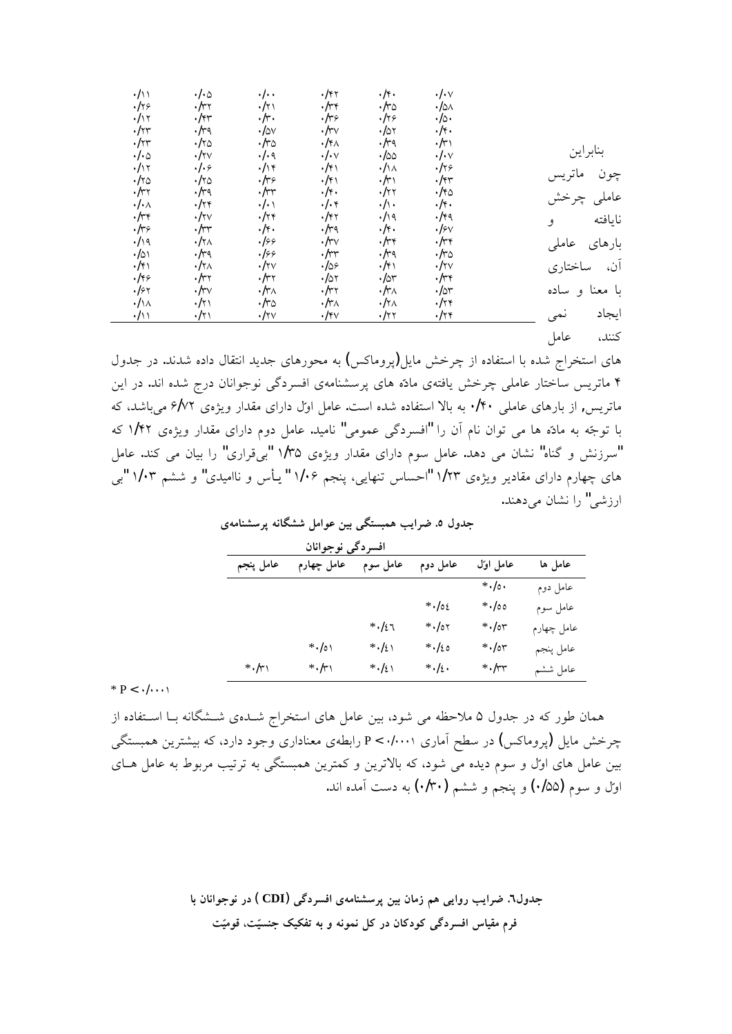| | | | | | |
|---|---|---|---|---|---|
| ۰/۰۷ | ۰/۴۰ | ۰/۴۲ | ۰/۰۰ | ۰/۰۵ | ۰/۱۱ |
| ۰/۵۸ | ۰/۳۵ | ۰/۳۴ | ۰/۲۱ | ۰/۳۲ | ۰/۲۶ |
| ۰/۵۰ | ۰/۲۶ | ۰/۳۶ | ۰/۳۰ | ۰/۴۳ | ۰/۱۲ |
| ۰/۴۰ | ۰/۵۲ | ۰/۳۷ | ۰/۵۷ | ۰/۳۹ | ۰/۲۳ |
| ۰/۳۱ | ۰/۳۹ | ۰/۴۸ | ۰/۳۵ | ۰/۲۵ | ۰/۲۳ |
| ۰/۰۷ | ۰/۵۵ | ۰/۰۷ | ۰/۰۹ | ۰/۲۷ | ۰/۰۵ |
| ۰/۲۶ | ۰/۱۸ | ۰/۴۱ | ۰/۱۴ | ۰/۰۶ | ۰/۱۲ |
| ۰/۴۳ | ۰/۳۱ | ۰/۴۱ | ۰/۳۶ | ۰/۲۵ | ۰/۲۵ |
| ۰/۴۵ | ۰/۲۲ | ۰/۴۰ | ۰/۳۳ | ۰/۳۹ | ۰/۳۲ |
| ۰/۴۰ | ۰/۱۰ | ۰/۰۴ | ۰/۰۱ | ۰/۲۴ | ۰/۰۸ |
| ۰/۴۹ | ۰/۱۹ | ۰/۴۲ | ۰/۲۴ | ۰/۲۷ | ۰/۳۴ |
| ۰/۶۷ | ۰/۴۰ | ۰/۳۹ | ۰/۴۰ | ۰/۳۳ | ۰/۳۶ |
| ۰/۳۴ | ۰/۳۴ | ۰/۳۷ | ۰/۶۶ | ۰/۲۸ | ۰/۱۹ |
| ۰/۳۵ | ۰/۳۹ | ۰/۳۳ | ۰/۶۶ | ۰/۳۹ | ۰/۵۱ |
| ۰/۲۷ | ۰/۴۱ | ۰/۵۶ | ۰/۲۷ | ۰/۲۸ | ۰/۴۱ |
| ۰/۳۴ | ۰/۵۳ | ۰/۵۲ | ۰/۳۲ | ۰/۳۲ | ۰/۴۶ |
| ۰/۵۳ | ۰/۳۸ | ۰/۳۲ | ۰/۳۸ | ۰/۳۷ | ۰/۶۲ |
| ۰/۲۴ | ۰/۲۸ | ۰/۳۸ | ۰/۳۵ | ۰/۲۱ | ۰/۱۸ |
| ۰/۲۴ | ۰/۲۲ | ۰/۴۷ | ۰/۲۷ | ۰/۲۱ | ۰/۱۱ |

بنابراین چون ماتریس عاملی چرخش نایافته و بارهای عاملی آن، ساختاری با معنا و ساده ایجاد نمی کنند، عامل های استخراج شده با استفاده از چرخش مایل(پروماکس) به محورهای جدید انتقال داده شدند. در جدول ۴ ماتریس ساختار عاملی چرخش یافته‌ی مادّه های پرسشنامه‌ی افسردگی نوجوانان درج شده اند. در این ماتریس، از بارهای عاملی ۰/۴۰ به بالا استفاده شده است. عامل اوّل دارای مقدار ویژه‌ی ۶/۷۲ می‌باشد، که با توجّه به مادّه ها می توان نام آن را "افسردگی عمومی" نامید. عامل دوم دارای مقدار ویژه‌ی ۱/۴۲ که "سرزنش و گناه" نشان می دهد. عامل سوم دارای مقدار ویژه‌ی ۱/۳۵ "بی‌قراری" را بیان می کند. عامل های چهارم دارای مقادیر ویژه‌ی ۱/۲۳ "احساس تنهایی، پنجم ۱/۰۶ " یـأس و ناامیدی" و ششم ۱/۰۳ "بی ارزشی" را نشان می‌دهند.

**جدول ۵. ضرایب همبستگی بین عوامل ششگانه پرسشنامه‌ی افسردگی نوجوانان**

| عامل ها | عامل اوّل | عامل دوم | عامل سوم | عامل چهارم | عامل پنجم |
|---|---|---|---|---|---|
| عامل دوم | *۰/۵۰ | | | | |
| عامل سوم | *۰/۵۵ | *۰/۵٤ | | | |
| عامل چهارم | *۰/۵۳ | *۰/۵۲ | *۰/٤٦ | | |
| عامل پنجم | *۰/۵۳ | *۰/٤۵ | *۰/٤۱ | *۰/۵۱ | |
| عامل ششم | *۰/۳۳ | *۰/٤۰ | *۰/٤۱ | *۰/۳۱ | *۰/۳۱ |

$* P < ۰/۰۰۰۱$

همان طور که در جدول ۵ ملاحظه می شود، بین عامل های استخراج شـده‌ی شـشگانه بـا اسـتفاده از چرخش مایل (پروماکس) در سطح آماری $P < ۰/۰۰۱$ رابطه‌ی معناداری وجود دارد، که بیشترین همبستگی بین عامل های اوّل و سوم دیده می شود، که بالاترین و کمترین همبستگی به ترتیب مربوط به عامل هـای اوّل و سوم (۰/۵۵) و پنجم و ششم (۰/۳۰) به دست آمده اند.

**جدول٦. ضرایب روایی هم زمان بین پرسشنامه‌ی افسردگی (CDI ) در نوجوانان با فرم مقیاس افسردگی کودکان در کل نمونه و به تفکیک جنسیّت، قومیّت**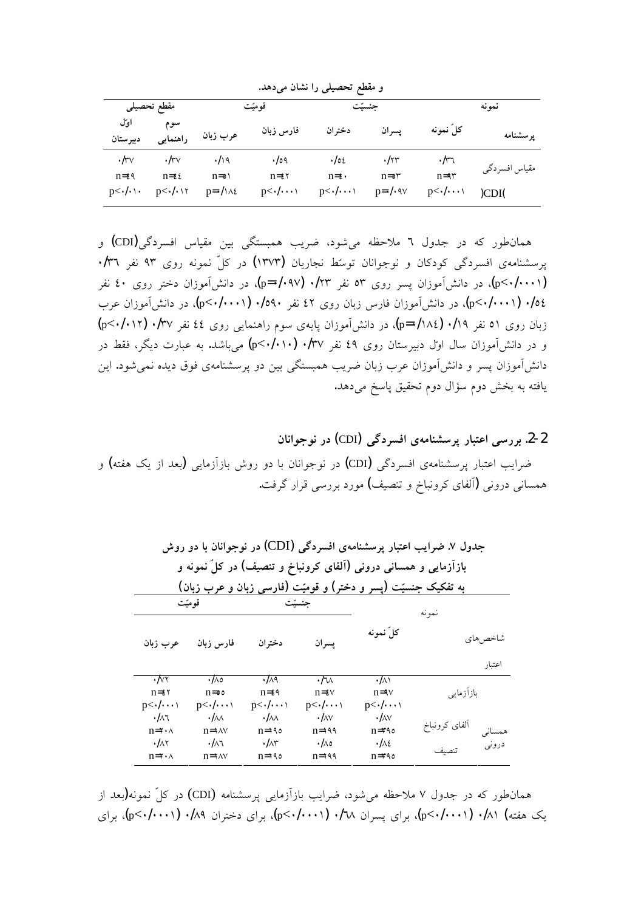و مقطع تحصیلی را نشان می‌دهد.

| نمونه | | جنسیّت | | قومیّت | | مقطع تحصیلی | |
|---|---|---|---|---|---|---|---|
| پرسشنامه | کلّ نمونه | پسران | دختران | فارس زبان | عرب زبان | سوم راهنمایی | اوّل دبیرستان |
| مقیاس افسردگی (CDI) | ۰/۳۶ n=۹۳ p<۰/۰۰۰۱ | ۰/۲۳ n=۵۳ p=/۰۹۷ | ۰/۵٤ n=٤۰ p<۰/۰۰۰۱ | ۰/۵۹ n=٤۲ p<۰/۰۰۰۱ | ۰/۱۹ n=۵۱ p=/۱۸٤ | ۰/۳۷ n=٤٤ p<۰/۰۱۲ | ۰/۳۷ n=٤۹ p<۰/۰۱۰ |

همان‌طور که در جدول ٦ ملاحظه می‌شود، ضریب همبستگی بین مقیاس افسردگی(CDI) و پرسشنامه‌ی افسردگی کودکان و نوجوانان توسّط نجاریان (۱۳۷۳) در کلّ نمونه روی ۹۳ نفر ۰/۳٦ (p<۰/۰۰۰۱)، در دانش‌آموزان پسر روی ۵۳ نفر ۰/۲۳ (p=/۰۹۷)، در دانش‌آموزان دختر روی ٤۰ نفر ۰/۵٤ (p<۰/۰۰۰۱)، در دانش‌آموزان فارس زبان روی ٤۲ نفر ۰/۵۹۰ (p<۰/۰۰۰۱)، در دانش‌آموزان عرب زبان روی ۵۱ نفر ۰/۱۹ (p=/۱۸٤)، در دانش‌آموزان پایه‌ی سوم راهنمایی روی ٤٤ نفر ۰/۳۷ (p<۰/۰۱۲) و در دانش‌آموزان سال اوّل دبیرستان روی ٤۹ نفر ۰/۳۷ (p<۰/۰۱۰) می‌باشد. به عبارت دیگر، فقط در دانش‌آموزان پسر و دانش‌آموزان عرب زبان ضریب همبستگی بین دو پرسشنامه‌ی فوق دیده نمی‌شود. این یافته به بخش دوم سؤال دوم تحقیق پاسخ می‌دهد.

## 2-2. بررسی اعتبار پرسشنامه‌ی افسردگی (CDI) در نوجوانان

ضرایب اعتبار پرسشنامه‌ی افسردگی (CDI) در نوجوانان با دو روش بازآزمایی (بعد از یک هفته) و همسانی درونی (آلفای کرونباخ و تنصیف) مورد بررسی قرار گرفت.

**جدول ۷. ضرایب اعتبار پرسشنامه‌ی افسردگی (CDI) در نوجوانان با دو روش بازآزمایی و همسانی درونی (آلفای کرونباخ و تنصیف) در کلّ نمونه و به تفکیک جنسیّت (پسر و دختر) و قومیّت (فارسی زبان و عرب زبان)**

| شاخص‌های اعتبار | | نمونه: کلّ نمونه | جنسیّت: پسران | دختران | قومیّت: فارس زبان | عرب زبان |
|---|---|---|---|---|---|---|
| بازآزمایی | | ۰/۸۱ n=٤۷ p<۰/۰۰۰۱ | ۰/٦۸ n=٤۷ p<۰/۰۰۰۱ | ۰/۸۹ n=٤۹ p<۰/۰۰۰۱ | ۰/۸۵ n=۵۰ p<۰/۰۰۰۱ | ۰/۷۲ n=٤۲ p<۰/۰۰۰۱ |
| همسانی درونی | آلفای کرونباخ | ۰/۸۷ n=۳۹۵ | ۰/۸۷ n=۱۹۹ | ۰/۸۸ n=۱۹۵ | ۰/۸۸ n=۱۸۷ | ۰/۸٦ n=۲۰۸ |
| | تنصیف | ۰/۸٤ n=۳۹۵ | ۰/۸۵ n=۱۹۹ | ۰/۸۳ n=۱۹۵ | ۰/۸٦ n=۱۸۷ | ۰/۸۲ n=۲۰۸ |

همان‌طور که در جدول ۷ ملاحظه می‌شود، ضرایب بازآزمایی پرسشنامه (CDI) در کلّ نمونه(بعد از یک هفته) ۰/۸۱ (p<۰/۰۰۰۱)، برای پسران ۰/٦۸ (p<۰/۰۰۰۱)، برای دختران ۰/۸۹ (p<۰/۰۰۰۱)، برای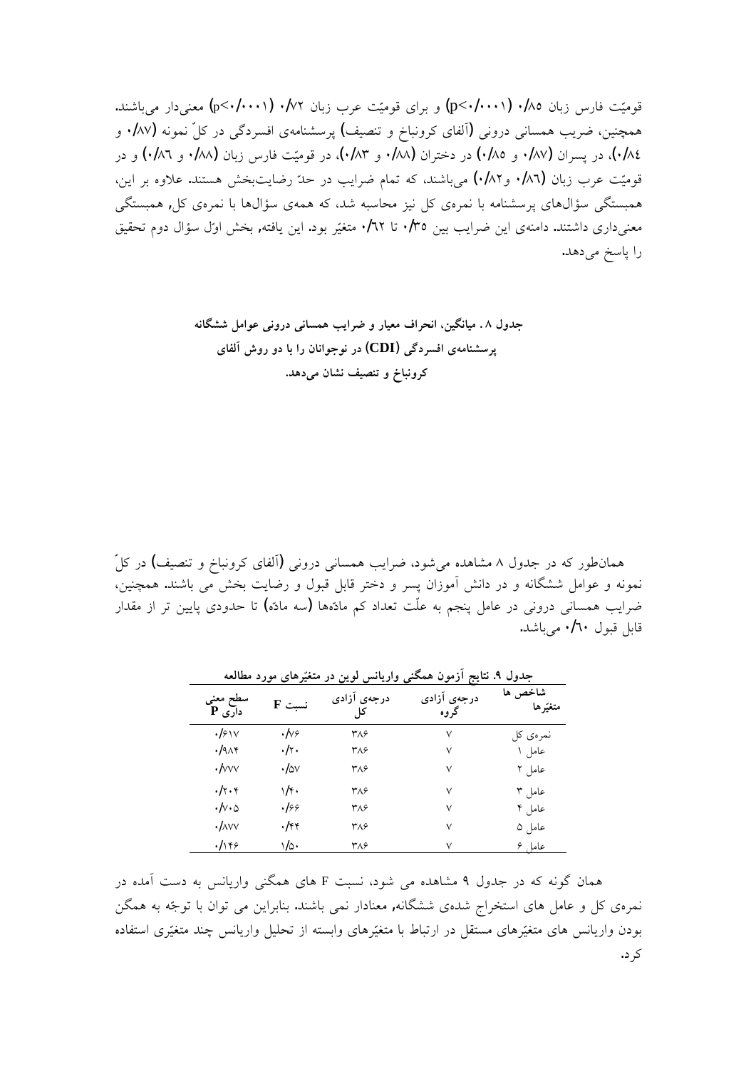قومیّت فارس زبان ۰/۸۵ (p<۰/۰۰۰۱) و برای قومیّت عرب زبان ۰/۷۲ (p<۰/۰۰۰۱) معنی‌دار می‌باشند. همچنین، ضریب همسانی درونی (آلفای کرونباخ و تنصیف) پرسشنامه‌ی افسردگی در کلّ نمونه (۰/۸۷ و ۰/۸٤)، در پسران (۰/۸۷ و ۰/۸۵) در دختران (۰/۸۸ و ۰/۸۳)، در قومیّت فارس زبان (۰/۸۸ و ۰/۸٦) و در قومیّت عرب زبان (۰/۸٦ و۰/۸۲) می‌باشند، که تمام ضرایب در حدّ رضایت‌بخش هستند. علاوه بر این، همبستگی سؤال‌های پرسشنامه با نمره‌ی کل نیز محاسبه شد، که همه‌ی سؤال‌ها با نمره‌ی کل, همبستگی معنی‌داری داشتند. دامنه‌ی این ضرایب بین ۰/۳۵ تا ۰/٦۲ متغیّر بود. این یافته, بخش اوّل سؤال دوم تحقیق را پاسخ می‌دهد.

**جدول ۸ . میانگین، انحراف معیار و ضرایب همسانی درونی عوامل ششگانه پرسشنامه‌ی افسردگی (CDI) در نوجوانان را با دو روش آلفای کرونباخ و تنصیف نشان می‌دهد.**

همان‌طور که در جدول ۸ مشاهده می‌شود، ضرایب همسانی درونی (آلفای کرونباخ و تنصیف) در کلّ نمونه و عوامل ششگانه و در دانش آموزان پسر و دختر قابل قبول و رضایت بخش می باشند. همچنین، ضرایب همسانی درونی در عامل پنجم به علّت تعداد کم مادّه‌ها (سه مادّه) تا حدودی پایین تر از مقدار قابل قبول ۰/٦۰ می‌باشد.

**جدول ۹. نتایج آزمون همگنی واریانس لوین در متغیّرهای مورد مطالعه**

| شاخص ها متغیّرها | درجه‌ی آزادی گروه | درجه‌ی آزادی کل | نسبت F | سطح معنی داری P |
|---|---|---|---|---|
| نمره‌ی کل | ۷ | ۳۸۶ | ۰/۷۶ | ۰/۶۱۷ |
| عامل ۱ | ۷ | ۳۸۶ | ۰/۲۰ | ۰/۹۸۴ |
| عامل ۲ | ۷ | ۳۸۶ | ۰/۵۷ | ۰/۷۷۷ |
| عامل ۳ | ۷ | ۳۸۶ | ۱/۴۰ | ۰/۲۰۴ |
| عامل ۴ | ۷ | ۳۸۶ | ۰/۶۶ | ۰/۷۰۵ |
| عامل ۵ | ۷ | ۳۸۶ | ۰/۴۴ | ۰/۸۷۷ |
| عامل ۶ | ۷ | ۳۸۶ | ۱/۵۰ | ۰/۱۴۶ |

همان گونه که در جدول ۹ مشاهده می شود، نسبت F های همگنی واریانس به دست آمده در نمره‌ی کل و عامل های استخراج شده‌ی ششگانه, معنادار نمی باشند. بنابراین می توان با توجّه به همگن بودن واریانس های متغیّرهای مستقل در ارتباط با متغیّرهای وابسته از تحلیل واریانس چند متغیّری استفاده کرد.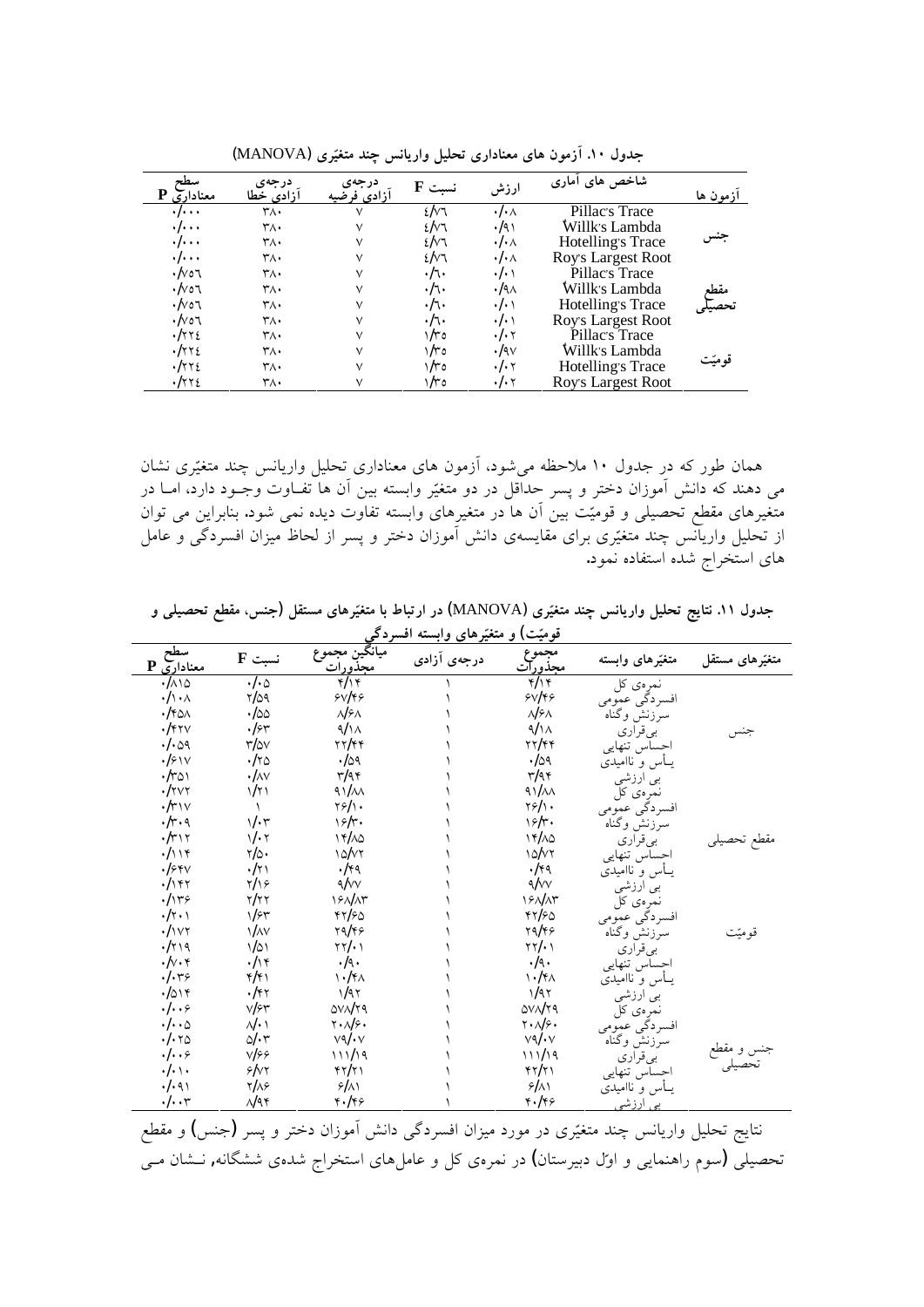**جدول ۱۰. آزمون های معناداری تحلیل واریانس چند متغیّری (MANOVA)**

| آزمون ها | شاخص های آماری | ارزش | نسبت F | درجه‌ی آزادی فرضیه | درجه‌ی آزادی خطا | سطح معناداری P |
|---|---|---|---|---|---|---|
| جنس | Pillac's Trace | ۰/۰۸ | ٤/۷٦ | ۷ | ۳۸۰ | ۰/۰۰۰ |
| | Willk's Lambda | ۰/۹۱ | ٤/۷٦ | ۷ | ۳۸۰ | ۰/۰۰۰ |
| | Hotelling's Trace | ۰/۰۸ | ٤/۷٦ | ۷ | ۳۸۰ | ۰/۰۰۰ |
| | Roy's Largest Root | ۰/۰۸ | ٤/۷٦ | ۷ | ۳۸۰ | ۰/۰۰۰ |
| مقطع تحصیلی | Pillac's Trace | ۰/۰۱ | ۰/٦۰ | ۷ | ۳۸۰ | ۰/۷٥٦ |
| | Willk's Lambda | ۰/۹۸ | ۰/٦۰ | ۷ | ۳۸۰ | ۰/۷٥٦ |
| | Hotelling's Trace | ۰/۰۱ | ۰/٦۰ | ۷ | ۳۸۰ | ۰/۷٥٦ |
| | Roy's Largest Root | ۰/۰۱ | ۰/٦۰ | ۷ | ۳۸۰ | ۰/۷٥٦ |
| قومیّت | Pillac's Trace | ۰/۰۲ | ۱/۳٥ | ۷ | ۳۸۰ | ۰/۲۲٤ |
| | Willk's Lambda | ۰/۹۷ | ۱/۳٥ | ۷ | ۳۸۰ | ۰/۲۲٤ |
| | Hotelling's Trace | ۰/۰۲ | ۱/۳٥ | ۷ | ۳۸۰ | ۰/۲۲٤ |
| | Roy's Largest Root | ۰/۰۲ | ۱/۳٥ | ۷ | ۳۸۰ | ۰/۲۲٤ |

همان طور که در جدول ۱۰ ملاحظه می‌شود، آزمون های معناداری تحلیل واریانس چند متغیّری نشان می دهند که دانش آموزان دختر و پسر حداقل در دو متغیّر وابسته بین آن ها تفـاوت وجـود دارد، امـا در متغیرهای مقطع تحصیلی و قومیّت بین آن ها در متغیرهای وابسته تفاوت دیده نمی شود. بنابراین می توان از تحلیل واریانس چند متغیّری برای مقایسه‌ی دانش آموزان دختر و پسر از لحاظ میزان افسردگی و عامل های استخراج شده استفاده نمود.

**جدول ۱۱. نتایج تحلیل واریانس چند متغیّری (MANOVA) در ارتباط با متغیّرهای مستقل (جنس، مقطع تحصیلی و قومیّت) و متغیّرهای وابسته افسردگی**

| متغیّرهای مستقل | متغیّرهای وابسته | مجموع مجذورات | درجه‌ی آزادی | میانگین مجموع مجذورات | نسبت F | سطح معناداری P |
|---|---|---|---|---|---|---|
| جنس | نمره‌ی کل | ۴/۱۴ | ۱ | ۴/۱۴ | ۰/۰۵ | ۰/۸۱۵ |
| | افسردگی عمومی | ۶۷/۴۶ | ۱ | ۶۷/۴۶ | ۲/۵۹ | ۰/۱۰۸ |
| | سرزنش وگناه | ۸/۶۸ | ۱ | ۸/۶۸ | ۰/۵۵ | ۰/۴۵۸ |
| | بی‌قراری | ۹/۱۸ | ۱ | ۹/۱۸ | ۰/۶۳ | ۰/۴۲۷ |
| | احساس تنهایی | ۲۲/۴۴ | ۱ | ۲۲/۴۴ | ۳/۵۷ | ۰/۰۵۹ |
| | یـأس و ناامیدی | ۰/۵۹ | ۱ | ۰/۵۹ | ۰/۲۵ | ۰/۶۱۷ |
| | بی ارزشی | ۳/۹۴ | ۱ | ۳/۹۴ | ۰/۸۷ | ۰/۳۵۱ |
| مقطع تحصیلی | نمره‌ی کل | ۹۱/۸۸ | ۱ | ۹۱/۸۸ | ۱/۲۱ | ۰/۲۷۲ |
| | افسردگی عمومی | ۲۶/۱۰ | ۱ | ۲۶/۱۰ | ۱ | ۰/۳۱۷ |
| | سرزنش وگناه | ۱۶/۳۰ | ۱ | ۱۶/۳۰ | ۱/۰۳ | ۰/۳۰۹ |
| | بی‌قراری | ۱۴/۸۵ | ۱ | ۱۴/۸۵ | ۱/۰۲ | ۰/۳۱۲ |
| | احساس تنهایی | ۱۵/۷۲ | ۱ | ۱۵/۷۲ | ۲/۵۰ | ۰/۱۱۴ |
| | یـأس و ناامیدی | ۰/۴۹ | ۱ | ۰/۴۹ | ۰/۲۱ | ۰/۶۴۷ |
| | بی ارزشی | ۹/۷۷ | ۱ | ۹/۷۷ | ۲/۱۶ | ۰/۱۴۲ |
| قومیّت | نمره‌ی کل | ۱۶۸/۸۳ | ۱ | ۱۶۸/۸۳ | ۲/۲۲ | ۰/۱۳۶ |
| | افسردگی عمومی | ۴۲/۶۵ | ۱ | ۴۲/۶۵ | ۱/۶۳ | ۰/۲۰۱ |
| | سرزنش وگناه | ۲۹/۴۶ | ۱ | ۲۹/۴۶ | ۱/۸۷ | ۰/۱۷۲ |
| | بی‌قراری | ۲۲/۰۱ | ۱ | ۲۲/۰۱ | ۱/۵۱ | ۰/۲۱۹ |
| | احساس تنهایی | ۰/۹۰ | ۱ | ۰/۹۰ | ۰/۱۴ | ۰/۷۰۴ |
| | یـأس و ناامیدی | ۱۰/۴۸ | ۱ | ۱۰/۴۸ | ۴/۴۱ | ۰/۰۳۶ |
| | بی ارزشی | ۱/۹۲ | ۱ | ۱/۹۲ | ۰/۴۲ | ۰/۵۱۴ |
| جنس و مقطع تحصیلی | نمره‌ی کل | ۵۷۸/۲۹ | ۱ | ۵۷۸/۲۹ | ۷/۶۳ | ۰/۰۰۶ |
| | افسردگی عمومی | ۲۰۸/۶۰ | ۱ | ۲۰۸/۶۰ | ۸/۰۱ | ۰/۰۰۵ |
| | سرزنش وگناه | ۷۹/۰۷ | ۱ | ۷۹/۰۷ | ۵/۰۳ | ۰/۰۲۵ |
| | بی‌قراری | ۱۱۱/۱۹ | ۱ | ۱۱۱/۱۹ | ۷/۶۶ | ۰/۰۰۶ |
| | احساس تنهایی | ۴۲/۲۱ | ۱ | ۴۲/۲۱ | ۶/۷۲ | ۰/۰۱۰ |
| | یـأس و ناامیدی | ۶/۸۱ | ۱ | ۶/۸۱ | ۲/۸۶ | ۰/۰۹۱ |
| | بی ارزشی | ۴۰/۴۶ | ۱ | ۴۰/۴۶ | ۸/۹۴ | ۰/۰۰۳ |

نتایج تحلیل واریانس چند متغیّری در مورد میزان افسردگی دانش آموزان دختر و پسر (جنس) و مقطع تحصیلی (سوم راهنمایی و اوّل دبیرستان) در نمره‌ی کل و عامل‌های استخراج شده‌ی ششگانه, نـشان مـی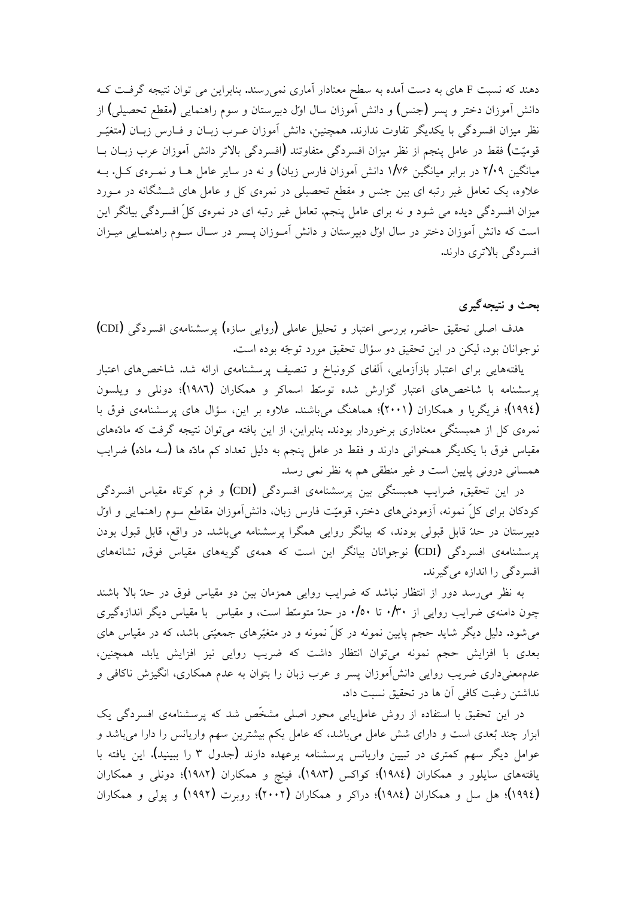دهند که نسبت F های به دست آمده به سطح معنادار آماری نمی‌رسند. بنابراین می توان نتیجه گرفت که دانش آموزان دختر و پسر (جنس) و دانش آموزان سال اوّل دبیرستان و سوم راهنمایی (مقطع تحصیلی) از نظر میزان افسردگی با یکدیگر تفاوت ندارند. همچنین، دانش آموزان عرب زبان و فارس زبان (متغیّر قومیّت) فقط در عامل پنجم از نظر میزان افسردگی متفاوتند (افسردگی بالاتر دانش آموزان عرب زبان با میانگین ۲/۰۹ در برابر میانگین ۱/۷۶ دانش آموزان فارس زبان) و نه در سایر عامل ها و نمره‌ی کل. به علاوه، یک تعامل غیر رتبه ای بین جنس و مقطع تحصیلی در نمره‌ی کل و عامل های شش‌گانه در مورد میزان افسردگی دیده می شود و نه برای عامل پنجم. تعامل غیر رتبه ای در نمره‌ی کلّ افسردگی بیانگر این است که دانش آموزان دختر در سال اوّل دبیرستان و دانش آموزان پسر در سال سوم راهنمایی میزان افسردگی بالاتری دارند.

## بحث و نتیجه‌گیری

هدف اصلی تحقیق حاضر، بررسی اعتبار و تحلیل عاملی (روایی سازه) پرسشنامه‌ی افسردگی (CDI) نوجوانان بود، لیکن در این تحقیق دو سؤال تحقیق مورد توجّه بوده است.

یافته‌هایی برای اعتبار بازآزمایی، آلفای کرونباخ و تنصیف پرسشنامه‌ی ارائه شد. شاخص‌های اعتبار پرسشنامه با شاخص‌های اعتبار گزارش شده توسّط اسماکر و همکاران (۱۹۸٦)؛ دونلی و ویلسون (۱۹۹٤)؛ فریگریا و همکاران (۲۰۰۱)؛ هماهنگ می‌باشند. علاوه بر این، سؤال های پرسشنامه‌ی فوق با نمره‌ی کل از همبستگی معناداری برخوردار بودند. بنابراین، از این یافته می‌توان نتیجه گرفت که مادّه‌های مقیاس فوق با یکدیگر همخوانی دارند و فقط در عامل پنجم به دلیل تعداد کم مادّه ها (سه مادّه) ضرایب همسانی درونی پایین است و غیر منطقی هم به نظر نمی رسد.

در این تحقیق، ضرایب همبستگی بین پرسشنامه‌ی افسردگی (CDI) و فرم کوتاه مقیاس افسردگی کودکان برای کلّ نمونه، آزمودنی‌های دختر، قومیّت فارس زبان، دانش‌آموزان مقاطع سوم راهنمایی و اوّل دبیرستان در حدّ قابل قبولی بودند، که بیانگر روایی همگرا پرسشنامه می‌باشد. در واقع، قابل قبول بودن پرسشنامه‌ی افسردگی (CDI) نوجوانان بیانگر این است که همه‌ی گویه‌های مقیاس فوق، نشانه‌های افسردگی را اندازه می‌گیرند.

به نظر می‌رسد دور از انتظار نباشد که ضرایب روایی همزمان بین دو مقیاس فوق در حدّ بالا باشند چون دامنه‌ی ضرایب روایی از ۰/۳۰ تا ۰/۵۰ در حدّ متوسّط است، و مقیاس با مقیاس دیگر اندازه‌گیری می‌شود. دلیل دیگر شاید حجم پایین نمونه در کلّ نمونه و در متغیّرهای جمعیّتی باشد، که در مقیاس های بعدی با افزایش حجم نمونه می‌توان انتظار داشت که ضریب روایی نیز افزایش یابد. همچنین، عدم‌معنی‌داری ضریب روایی دانش‌آموزان پسر و عرب زبان را بتوان به عدم همکاری، انگیزش ناکافی و نداشتن رغبت کافی آن ها در تحقیق نسبت داد.

در این تحقیق با استفاده از روش عامل‌یابی محور اصلی مشخّص شد که پرسشنامه‌ی افسردگی یک ابزار چند بُعدی است و دارای شش عامل می‌باشد، که عامل یکم بیشترین سهم واریانس را دارا می‌باشد و عوامل دیگر سهم کمتری در تبیین واریانس پرسشنامه برعهده دارند (جدول ۳ را ببینید). این یافته با یافته‌های سایلور و همکاران (۱۹۸٤)؛ کواکس (۱۹۸۳)، فینچ و همکاران (۱۹۸۲)؛ دونلی و همکاران (۱۹۹٤)؛ هل سل و همکاران (۱۹۸٤)؛ دراکر و همکاران (۲۰۰۲)؛ روبرت (۱۹۹۲) و پولی و همکاران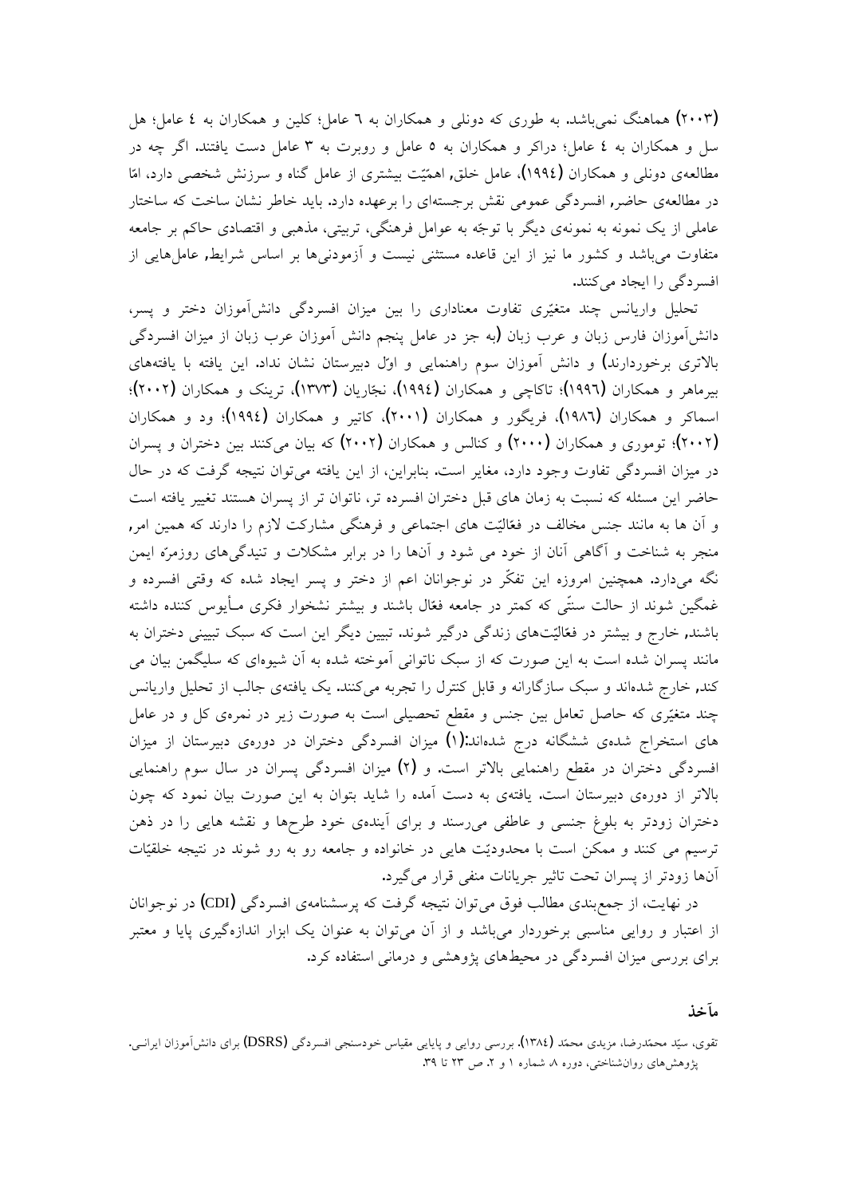(۲۰۰۳) هماهنگ نمی‌باشد. به طوری که دونلی و همکاران به ٦ عامل؛ کلین و همکاران به ٤ عامل؛ هل سل و همکاران به ٤ عامل؛ دراکر و همکاران به ٥ عامل و روبرت به ۳ عامل دست یافتند. اگر چه در مطالعه‌ی دونلی و همکاران (۱۹۹٤)، عامل خلق, اهمیّت بیشتری از عامل گناه و سرزنش شخصی دارد، امّا در مطالعه‌ی حاضر, افسردگی عمومی نقش برجسته‌ای را برعهده دارد. باید خاطر نشان ساخت که ساختار عاملی از یک نمونه به نمونه‌ی دیگر با توجّه به عوامل فرهنگی، تربیتی، مذهبی و اقتصادی حاکم بر جامعه متفاوت می‌باشد و کشور ما نیز از این قاعده مستثنی نیست و آزمودنی‌ها بر اساس شرایط, عامل‌هایی از افسردگی را ایجاد می‌کنند.

تحلیل واریانس چند متغیّری تفاوت معناداری را بین میزان افسردگی دانش‌آموزان دختر و پسر، دانش‌آموزان فارس زبان و عرب زبان (به جز در عامل پنجم دانش آموزان عرب زبان از میزان افسردگی بالاتری برخوردارند) و دانش آموزان سوم راهنمایی و اوّل دبیرستان نشان نداد. این یافته با یافته‌های بیرماهر و همکاران (۱۹۹٦)؛ تاکاچی و همکاران (۱۹۹٤)، نجّاریان (۱۳۷۳)، ترینک و همکاران (۲۰۰۲)؛ اسماکر و همکاران (۱۹۸٦)، فریگور و همکاران (۲۰۰۱)، کاتیر و همکاران (۱۹۹٤)؛ ود و همکاران (۲۰۰۲)؛ توموری و همکاران (۲۰۰۰) و کنالس و همکاران (۲۰۰۲) که بیان می‌کنند بین دختران و پسران در میزان افسردگی تفاوت وجود دارد، مغایر است. بنابراین، از این یافته می‌توان نتیجه گرفت که در حال حاضر این مسئله که نسبت به زمان های قبل دختران افسرده تر، ناتوان تر از پسران هستند تغییر یافته است و آن ها به مانند جنس مخالف در فعّالیّت های اجتماعی و فرهنگی مشارکت لازم را دارند که همین امر, منجر به شناخت و آگاهی آنان از خود می شود و آن‌ها را در برابر مشکلات و تنیدگی‌های روزمرّه ایمن نگه می‌دارد. همچنین امروزه این تفکّر در نوجوانان اعم از دختر و پسر ایجاد شده که وقتی افسرده و غمگین شوند از حالت سنّتی که کمتر در جامعه فعّال باشند و بیشتر نشخوار فکری مـأیوس کننده داشته باشند, خارج و بیشتر در فعّالیّت‌های زندگی درگیر شوند. تبیین دیگر این است که سبک تبیینی دختران به مانند پسران شده است به این صورت که از سبک ناتوانی آموخته شده به آن شیوه‌ای که سلیگمن بیان می کند, خارج شده‌اند و سبک سازگارانه و قابل کنترل را تجربه می‌کنند. یک یافته‌ی جالب از تحلیل واریانس چند متغیّری که حاصل تعامل بین جنس و مقطع تحصیلی است به صورت زیر در نمره‌ی کل و در عامل های استخراج شده‌ی شش‌گانه درج شده‌اند:(۱) میزان افسردگی دختران در دوره‌ی دبیرستان از میزان افسردگی دختران در مقطع راهنمایی بالاتر است. و (۲) میزان افسردگی پسران در سال سوم راهنمایی بالاتر از دوره‌ی دبیرستان است. یافته‌ی به دست آمده را شاید بتوان به این صورت بیان نمود که چون دختران زودتر به بلوغ جنسی و عاطفی می‌رسند و برای آینده‌ی خود طرح‌ها و نقشه هایی را در ذهن ترسیم می کنند و ممکن است با محدودیّت هایی در خانواده و جامعه رو به رو شوند در نتیجه خلقیّات آن‌ها زودتر از پسران تحت تاثیر جریانات منفی قرار می‌گیرد.

در نهایت، از جمع‌بندی مطالب فوق می‌توان نتیجه گرفت که پرسشنامه‌ی افسردگی (CDI) در نوجوانان از اعتبار و روایی مناسبی برخوردار می‌باشد و از آن می‌توان به عنوان یک ابزار اندازه‌گیری پایا و معتبر برای بررسی میزان افسردگی در محیط‌های پژوهشی و درمانی استفاده کرد.

## مآخذ

تقوی، سیّد محمّدرضا، مزیدی محمّد (۱۳۸٤). بررسی روایی و پایایی مقیاس خودسنجی افسردگی (DSRS) برای دانش‌آموزان ایرانی. پژوهش‌های روان‌شناختی، دوره ۸، شماره ۱ و ۲، ص ۲۳ تا ۳۹.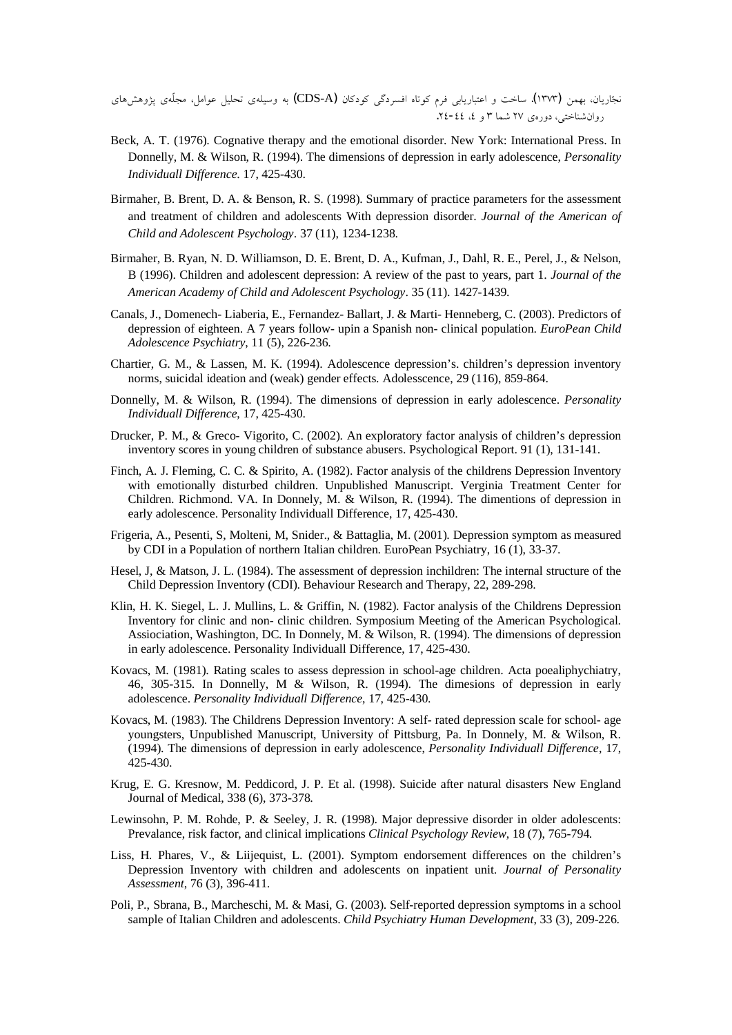نجّاریان، بهمن (۱۳۷۳). ساخت و اعتباریابی فرم کوتاه افسردگی کودکان (CDS-A) به وسیله‌ی تحلیل عوامل، مجلّه‌ی پژوهش‌های روان‌شناختی، دوره‌ی ۲۷ شما ۳ و ٤، ٤٤-٢٤.

Beck, A. T. (1976). Cognative therapy and the emotional disorder. New York: International Press. In Donnelly, M. & Wilson, R. (1994). The dimensions of depression in early adolescence, *Personality Individuall Difference*. 17, 425-430.

Birmaher, B. Brent, D. A. & Benson, R. S. (1998). Summary of practice parameters for the assessment and treatment of children and adolescents With depression disorder. *Journal of the American of Child and Adolescent Psychology*. 37 (11), 1234-1238.

Birmaher, B. Ryan, N. D. Williamson, D. E. Brent, D. A., Kufman, J., Dahl, R. E., Perel, J., & Nelson, B (1996). Children and adolescent depression: A review of the past to years, part 1. *Journal of the American Academy of Child and Adolescent Psychology*. 35 (11). 1427-1439.

Canals, J., Domenech- Liaberia, E., Fernandez- Ballart, J. & Marti- Henneberg, C. (2003). Predictors of depression of eighteen. A 7 years follow- upin a Spanish non- clinical population. *EuroPean Child Adolescence Psychiatry*, 11 (5), 226-236.

Chartier, G. M., & Lassen, M. K. (1994). Adolescence depression's. children's depression inventory norms, suicidal ideation and (weak) gender effects. Adolesscence, 29 (116), 859-864.

Donnelly, M. & Wilson, R. (1994). The dimensions of depression in early adolescence. *Personality Individuall Difference*, 17, 425-430.

Drucker, P. M., & Greco- Vigorito, C. (2002). An exploratory factor analysis of children's depression inventory scores in young children of substance abusers. Psychological Report. 91 (1), 131-141.

Finch, A. J. Fleming, C. C. & Spirito, A. (1982). Factor analysis of the childrens Depression Inventory with emotionally disturbed children. Unpublished Manuscript. Verginia Treatment Center for Children. Richmond. VA. In Donnely, M. & Wilson, R. (1994). The dimentions of depression in early adolescence. Personality Individuall Difference, 17, 425-430.

Frigeria, A., Pesenti, S, Molteni, M, Snider., & Battaglia, M. (2001). Depression symptom as measured by CDI in a Population of northern Italian children. EuroPean Psychiatry, 16 (1), 33-37.

Hesel, J, & Matson, J. L. (1984). The assessment of depression inchildren: The internal structure of the Child Depression Inventory (CDI). Behaviour Research and Therapy, 22, 289-298.

Klin, H. K. Siegel, L. J. Mullins, L. & Griffin, N. (1982). Factor analysis of the Childrens Depression Inventory for clinic and non- clinic children. Symposium Meeting of the American Psychological. Assiociation, Washington, DC. In Donnely, M. & Wilson, R. (1994). The dimensions of depression in early adolescence. Personality Individuall Difference, 17, 425-430.

Kovacs, M. (1981). Rating scales to assess depression in school-age children. Acta poealiphychiatry, 46, 305-315. In Donnelly, M & Wilson, R. (1994). The dimesions of depression in early adolescence. *Personality Individuall Difference*, 17, 425-430.

Kovacs, M. (1983). The Childrens Depression Inventory: A self- rated depression scale for school- age youngsters, Unpublished Manuscript, University of Pittsburg, Pa. In Donnely, M. & Wilson, R. (1994). The dimensions of depression in early adolescence, *Personality Individuall Difference*, 17, 425-430.

Krug, E. G. Kresnow, M. Peddicord, J. P. Et al. (1998). Suicide after natural disasters New England Journal of Medical, 338 (6), 373-378.

Lewinsohn, P. M. Rohde, P. & Seeley, J. R. (1998). Major depressive disorder in older adolescents: Prevalance, risk factor, and clinical implications *Clinical Psychology Review*, 18 (7), 765-794.

Liss, H. Phares, V., & Liijequist, L. (2001). Symptom endorsement differences on the children's Depression Inventory with children and adolescents on inpatient unit. *Journal of Personality Assessment*, 76 (3), 396-411.

Poli, P., Sbrana, B., Marcheschi, M. & Masi, G. (2003). Self-reported depression symptoms in a school sample of Italian Children and adolescents. *Child Psychiatry Human Development*, 33 (3), 209-226.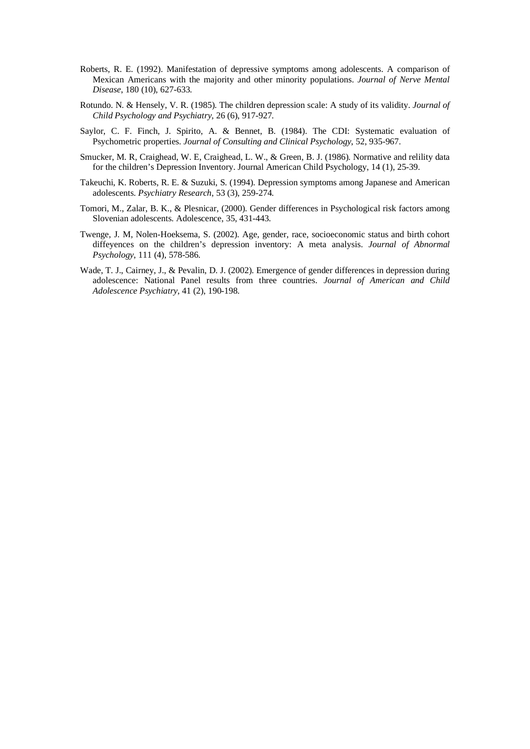Roberts, R. E. (1992). Manifestation of depressive symptoms among adolescents. A comparison of Mexican Americans with the majority and other minority populations. *Journal of Nerve Mental Disease*, 180 (10), 627-633.

Rotundo. N. & Hensely, V. R. (1985). The children depression scale: A study of its validity. *Journal of Child Psychology and Psychiatry*, 26 (6), 917-927.

Saylor, C. F. Finch, J. Spirito, A. & Bennet, B. (1984). The CDI: Systematic evaluation of Psychometric properties. *Journal of Consulting and Clinical Psychology*, 52, 935-967.

Smucker, M. R, Craighead, W. E, Craighead, L. W., & Green, B. J. (1986). Normative and relility data for the children's Depression Inventory. Journal American Child Psychology, 14 (1), 25-39.

Takeuchi, K. Roberts, R. E. & Suzuki, S. (1994). Depression symptoms among Japanese and American adolescents. *Psychiatry Research*, 53 (3), 259-274.

Tomori, M., Zalar, B. K., & Plesnicar, (2000). Gender differences in Psychological risk factors among Slovenian adolescents. Adolescence, 35, 431-443.

Twenge, J. M, Nolen-Hoeksema, S. (2002). Age, gender, race, socioeconomic status and birth cohort diffeyences on the children's depression inventory: A meta analysis. *Journal of Abnormal Psychology*, 111 (4), 578-586.

Wade, T. J., Cairney, J., & Pevalin, D. J. (2002). Emergence of gender differences in depression during adolescence: National Panel results from three countries. *Journal of American and Child Adolescence Psychiatry*, 41 (2), 190-198.